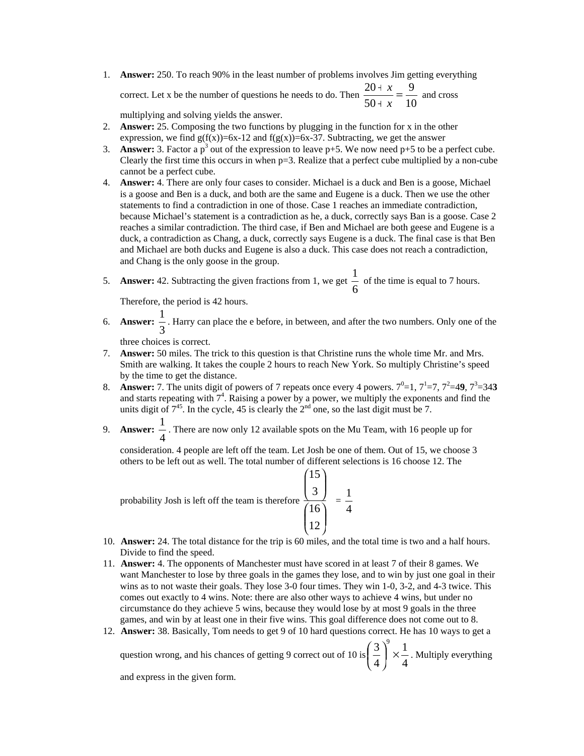1. **Answer:** 250. To reach 90% in the least number of problems involves Jim getting everything correct. Let x be the number of questions he needs to do. Then $\frac{20+x}{50+x}=\frac{9}{10}$ and cross multiplying and solving yields the answer.
2. **Answer:** 25. Composing the two functions by plugging in the function for x in the other expression, we find g(f(x))=6x-12 and f(g(x))=6x-37. Subtracting, we get the answer
3. **Answer:** 3. Factor a $p^3$ out of the expression to leave p+5. We now need p+5 to be a perfect cube. Clearly the first time this occurs in when p=3. Realize that a perfect cube multiplied by a non-cube cannot be a perfect cube.
4. **Answer:** 4. There are only four cases to consider. Michael is a duck and Ben is a goose, Michael is a goose and Ben is a duck, and both are the same and Eugene is a duck. Then we use the other statements to find a contradiction in one of those. Case 1 reaches an immediate contradiction, because Michael's statement is a contradiction as he, a duck, correctly says Ban is a goose. Case 2 reaches a similar contradiction. The third case, if Ben and Michael are both geese and Eugene is a duck, a contradiction as Chang, a duck, correctly says Eugene is a duck. The final case is that Ben and Michael are both ducks and Eugene is also a duck. This case does not reach a contradiction, and Chang is the only goose in the group.
5. **Answer:** 42. Subtracting the given fractions from 1, we get $\frac{1}{6}$ of the time is equal to 7 hours. Therefore, the period is 42 hours.
6. **Answer:** $\frac{1}{3}$. Harry can place the e before, in between, and after the two numbers. Only one of the three choices is correct.
7. **Answer:** 50 miles. The trick to this question is that Christine runs the whole time Mr. and Mrs. Smith are walking. It takes the couple 2 hours to reach New York. So multiply Christine's speed by the time to get the distance.
8. **Answer:** 7. The units digit of powers of 7 repeats once every 4 powers. $7^0=1$, $7^1=7$, $7^2=4\mathbf{9}$, $7^3=34\mathbf{3}$ and starts repeating with $7^4$. Raising a power by a power, we multiply the exponents and find the units digit of $7^{45}$. In the cycle, 45 is clearly the 2nd one, so the last digit must be 7.
9. **Answer:** $\frac{1}{4}$. There are now only 12 available spots on the Mu Team, with 16 people up for consideration. 4 people are left off the team. Let Josh be one of them. Out of 15, we choose 3 others to be left out as well. The total number of different selections is 16 choose 12. The probability Josh is left off the team is therefore $\frac{\binom{15}{3}}{\binom{16}{12}}=\frac{1}{4}$
10. **Answer:** 24. The total distance for the trip is 60 miles, and the total time is two and a half hours. Divide to find the speed.
11. **Answer:** 4. The opponents of Manchester must have scored in at least 7 of their 8 games. We want Manchester to lose by three goals in the games they lose, and to win by just one goal in their wins as to not waste their goals. They lose 3-0 four times. They win 1-0, 3-2, and 4-3 twice. This comes out exactly to 4 wins. Note: there are also other ways to achieve 4 wins, but under no circumstance do they achieve 5 wins, because they would lose by at most 9 goals in the three games, and win by at least one in their five wins. This goal difference does not come out to 8.
12. **Answer:** 38. Basically, Tom needs to get 9 of 10 hard questions correct. He has 10 ways to get a question wrong, and his chances of getting 9 correct out of 10 is $\left(\frac{3}{4}\right)^9\times\frac{1}{4}$. Multiply everything and express in the given form.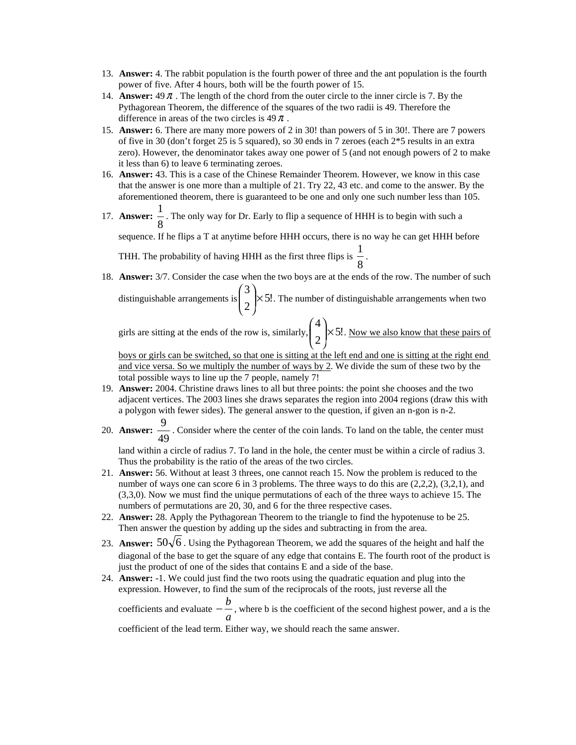13. **Answer:** 4. The rabbit population is the fourth power of three and the ant population is the fourth power of five. After 4 hours, both will be the fourth power of 15.
14. **Answer:** $49\pi$ . The length of the chord from the outer circle to the inner circle is 7. By the Pythagorean Theorem, the difference of the squares of the two radii is 49. Therefore the difference in areas of the two circles is $49\pi$ .
15. **Answer:** 6. There are many more powers of 2 in 30! than powers of 5 in 30!. There are 7 powers of five in 30 (don't forget 25 is 5 squared), so 30 ends in 7 zeroes (each 2*5 results in an extra zero). However, the denominator takes away one power of 5 (and not enough powers of 2 to make it less than 6) to leave 6 terminating zeroes.
16. **Answer:** 43. This is a case of the Chinese Remainder Theorem. However, we know in this case that the answer is one more than a multiple of 21. Try 22, 43 etc. and come to the answer. By the aforementioned theorem, there is guaranteed to be one and only one such number less than 105.
17. **Answer:** $\frac{1}{8}$. The only way for Dr. Early to flip a sequence of HHH is to begin with such a sequence. If he flips a T at anytime before HHH occurs, there is no way he can get HHH before THH. The probability of having HHH as the first three flips is $\frac{1}{8}$.
18. **Answer:** 3/7. Consider the case when the two boys are at the ends of the row. The number of such distinguishable arrangements is $\binom{3}{2}\times 5!$. The number of distinguishable arrangements when two girls are sitting at the ends of the row is, similarly, $\binom{4}{2}\times 5!$. <u>Now we also know that these pairs of boys or girls can be switched, so that one is sitting at the left end and one is sitting at the right end and vice versa. So we multiply the number of ways by 2</u>. We divide the sum of these two by the total possible ways to line up the 7 people, namely 7!
19. **Answer:** 2004. Christine draws lines to all but three points: the point she chooses and the two adjacent vertices. The 2003 lines she draws separates the region into 2004 regions (draw this with a polygon with fewer sides). The general answer to the question, if given an n-gon is n-2.
20. **Answer:** $\frac{9}{49}$. Consider where the center of the coin lands. To land on the table, the center must land within a circle of radius 7. To land in the hole, the center must be within a circle of radius 3. Thus the probability is the ratio of the areas of the two circles.
21. **Answer:** 56. Without at least 3 threes, one cannot reach 15. Now the problem is reduced to the number of ways one can score 6 in 3 problems. The three ways to do this are (2,2,2), (3,2,1), and (3,3,0). Now we must find the unique permutations of each of the three ways to achieve 15. The numbers of permutations are 20, 30, and 6 for the three respective cases.
22. **Answer:** 28. Apply the Pythagorean Theorem to the triangle to find the hypotenuse to be 25. Then answer the question by adding up the sides and subtracting in from the area.
23. **Answer:** $50\sqrt{6}$ . Using the Pythagorean Theorem, we add the squares of the height and half the diagonal of the base to get the square of any edge that contains E. The fourth root of the product is just the product of one of the sides that contains E and a side of the base.
24. **Answer:** -1. We could just find the two roots using the quadratic equation and plug into the expression. However, to find the sum of the reciprocals of the roots, just reverse all the coefficients and evaluate $-\frac{b}{a}$, where b is the coefficient of the second highest power, and a is the coefficient of the lead term. Either way, we should reach the same answer.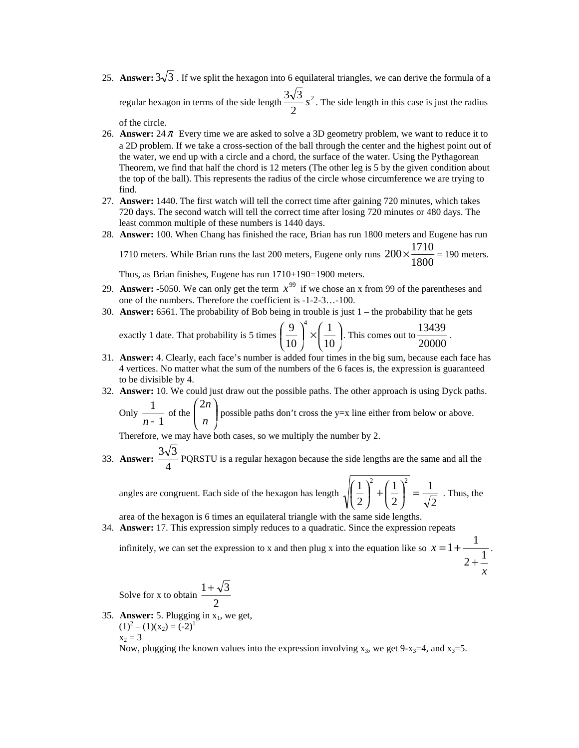25. **Answer:** $3\sqrt{3}$ . If we split the hexagon into 6 equilateral triangles, we can derive the formula of a regular hexagon in terms of the side length $\frac{3\sqrt{3}}{2}s^2$ . The side length in this case is just the radius of the circle.
26. **Answer:** $24\pi$ Every time we are asked to solve a 3D geometry problem, we want to reduce it to a 2D problem. If we take a cross-section of the ball through the center and the highest point out of the water, we end up with a circle and a chord, the surface of the water. Using the Pythagorean Theorem, we find that half the chord is 12 meters (The other leg is 5 by the given condition about the top of the ball). This represents the radius of the circle whose circumference we are trying to find.
27. **Answer:** 1440. The first watch will tell the correct time after gaining 720 minutes, which takes 720 days. The second watch will tell the correct time after losing 720 minutes or 480 days. The least common multiple of these numbers is 1440 days.
28. **Answer:** 100. When Chang has finished the race, Brian has run 1800 meters and Eugene has run 1710 meters. While Brian runs the last 200 meters, Eugene only runs $200 \times \frac{1710}{1800}$ = 190 meters. Thus, as Brian finishes, Eugene has run 1710+190=1900 meters.
29. **Answer:** -5050. We can only get the term $x^{99}$ if we chose an x from 99 of the parentheses and one of the numbers. Therefore the coefficient is -1-2-3…-100.
30. **Answer:** 6561. The probability of Bob being in trouble is just 1 – the probability that he gets exactly 1 date. That probability is 5 times $\left(\frac{9}{10}\right)^4 \times \left(\frac{1}{10}\right)$. This comes out to $\frac{13439}{20000}$ .
31. **Answer:** 4. Clearly, each face's number is added four times in the big sum, because each face has 4 vertices. No matter what the sum of the numbers of the 6 faces is, the expression is guaranteed to be divisible by 4.
32. **Answer:** 10. We could just draw out the possible paths. The other approach is using Dyck paths. Only $\frac{1}{n+1}$ of the $\binom{2n}{n}$ possible paths don't cross the y=x line either from below or above. Therefore, we may have both cases, so we multiply the number by 2.
33. **Answer:** $\frac{3\sqrt{3}}{4}$ PQRSTU is a regular hexagon because the side lengths are the same and all the angles are congruent. Each side of the hexagon has length $\sqrt{\left(\frac{1}{2}\right)^2 + \left(\frac{1}{2}\right)^2} = \frac{1}{\sqrt{2}}$ . Thus, the area of the hexagon is 6 times an equilateral triangle with the same side lengths.
34. **Answer:** 17. This expression simply reduces to a quadratic. Since the expression repeats infinitely, we can set the expression to x and then plug x into the equation like so $x = 1 + \cfrac{1}{2 + \cfrac{1}{x}}$ .

    Solve for x to obtain $\frac{1+\sqrt{3}}{2}$
35. **Answer:** 5. Plugging in $x_1$, we get,
    $(1)^2 - (1)(x_2) = (-2)^1$
    $x_2 = 3$
    Now, plugging the known values into the expression involving $x_3$, we get $9 - x_3 = 4$, and $x_3 = 5$.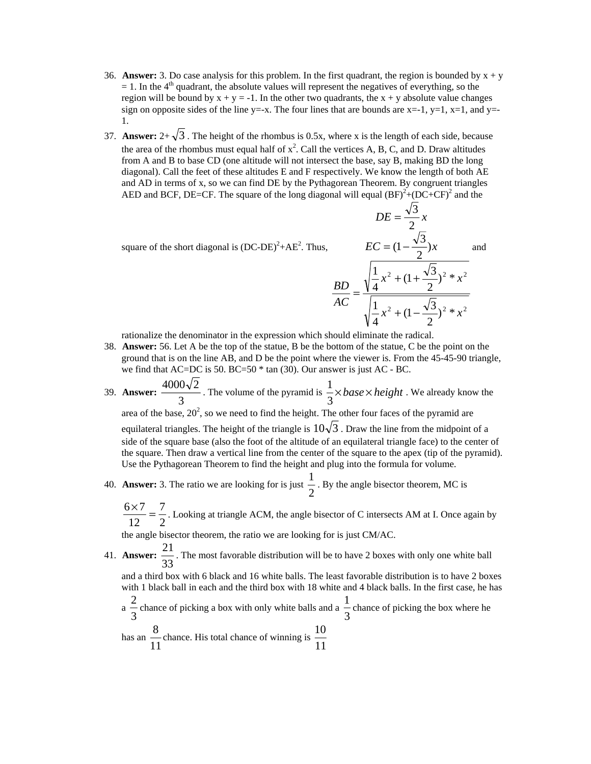36. **Answer:** 3. Do case analysis for this problem. In the first quadrant, the region is bounded by x + y = 1. In the 4th quadrant, the absolute values will represent the negatives of everything, so the region will be bound by x + y = -1. In the other two quadrants, the x + y absolute value changes sign on opposite sides of the line y=-x. The four lines that are bounds are x=-1, y=1, x=1, and y=-1.

37. **Answer:** 2+$\sqrt{3}$. The height of the rhombus is 0.5x, where x is the length of each side, because the area of the rhombus must equal half of $x^2$. Call the vertices A, B, C, and D. Draw altitudes from A and B to base CD (one altitude will not intersect the base, say B, making BD the long diagonal). Call the feet of these altitudes E and F respectively. We know the length of both AE and AD in terms of x, so we can find DE by the Pythagorean Theorem. By congruent triangles AED and BCF, DE=CF. The square of the long diagonal will equal $(BF)^2$+$(DC+CF)^2$ and the square of the short diagonal is $(DC-DE)^2$+$AE^2$. Thus,

$$DE = \frac{\sqrt{3}}{2}x$$

$$EC = (1 - \frac{\sqrt{3}}{2})x$$

and

$$\frac{BD}{AC} = \frac{\sqrt{\frac{1}{4}x^2 + (1 + \frac{\sqrt{3}}{2})^2 * x^2}}{\sqrt{\frac{1}{4}x^2 + (1 - \frac{\sqrt{3}}{2})^2 * x^2}}$$

rationalize the denominator in the expression which should eliminate the radical.

38. **Answer:** 56. Let A be the top of the statue, B be the bottom of the statue, C be the point on the ground that is on the line AB, and D be the point where the viewer is. From the 45-45-90 triangle, we find that AC=DC is 50. BC=50 * tan (30). Our answer is just AC - BC.

39. **Answer:** $\frac{4000\sqrt{2}}{3}$. The volume of the pyramid is $\frac{1}{3} \times base \times height$. We already know the area of the base, $20^2$, so we need to find the height. The other four faces of the pyramid are equilateral triangles. The height of the triangle is $10\sqrt{3}$. Draw the line from the midpoint of a side of the square base (also the foot of the altitude of an equilateral triangle face) to the center of the square. Then draw a vertical line from the center of the square to the apex (tip of the pyramid). Use the Pythagorean Theorem to find the height and plug into the formula for volume.

40. **Answer:** 3. The ratio we are looking for is just $\frac{1}{2}$. By the angle bisector theorem, MC is $\frac{6 \times 7}{12} = \frac{7}{2}$. Looking at triangle ACM, the angle bisector of C intersects AM at I. Once again by the angle bisector theorem, the ratio we are looking for is just CM/AC.

41. **Answer:** $\frac{21}{33}$. The most favorable distribution will be to have 2 boxes with only one white ball and a third box with 6 black and 16 white balls. The least favorable distribution is to have 2 boxes with 1 black ball in each and the third box with 18 white and 4 black balls. In the first case, he has a $\frac{2}{3}$ chance of picking a box with only white balls and a $\frac{1}{3}$ chance of picking the box where he has an $\frac{8}{11}$ chance. His total chance of winning is $\frac{10}{11}$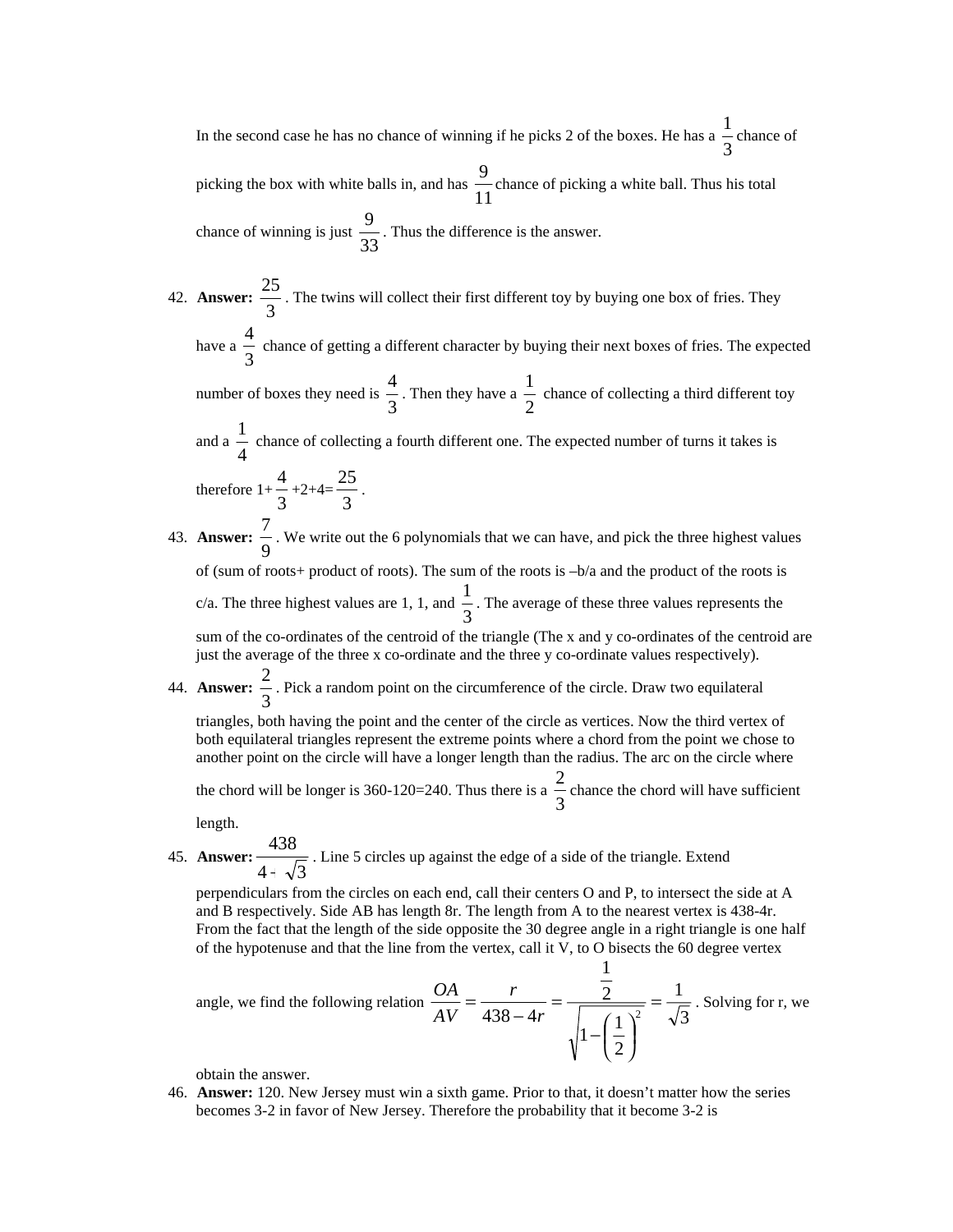In the second case he has no chance of winning if he picks 2 of the boxes. He has a $\frac{1}{3}$ chance of picking the box with white balls in, and has $\frac{9}{11}$ chance of picking a white ball. Thus his total chance of winning is just $\frac{9}{33}$. Thus the difference is the answer.

42. **Answer:** $\frac{25}{3}$. The twins will collect their first different toy by buying one box of fries. They have a $\frac{4}{3}$ chance of getting a different character by buying their next boxes of fries. The expected number of boxes they need is $\frac{4}{3}$. Then they have a $\frac{1}{2}$ chance of collecting a third different toy and a $\frac{1}{4}$ chance of collecting a fourth different one. The expected number of turns it takes is therefore $1+\frac{4}{3}+2+4=\frac{25}{3}$.

43. **Answer:** $\frac{7}{9}$. We write out the 6 polynomials that we can have, and pick the three highest values of (sum of roots+ product of roots). The sum of the roots is –b/a and the product of the roots is c/a. The three highest values are 1, 1, and $\frac{1}{3}$. The average of these three values represents the sum of the co-ordinates of the centroid of the triangle (The x and y co-ordinates of the centroid are just the average of the three x co-ordinate and the three y co-ordinate values respectively).

44. **Answer:** $\frac{2}{3}$. Pick a random point on the circumference of the circle. Draw two equilateral triangles, both having the point and the center of the circle as vertices. Now the third vertex of both equilateral triangles represent the extreme points where a chord from the point we chose to another point on the circle will have a longer length than the radius. The arc on the circle where the chord will be longer is 360-120=240. Thus there is a $\frac{2}{3}$ chance the chord will have sufficient length.

45. **Answer:** $\frac{438}{4-\sqrt{3}}$. Line 5 circles up against the edge of a side of the triangle. Extend perpendiculars from the circles on each end, call their centers O and P, to intersect the side at A and B respectively. Side AB has length 8r. The length from A to the nearest vertex is 438-4r. From the fact that the length of the side opposite the 30 degree angle in a right triangle is one half of the hypotenuse and that the line from the vertex, call it V, to O bisects the 60 degree vertex angle, we find the following relation $\frac{OA}{AV}=\frac{r}{438-4r}=\frac{\frac{1}{2}}{\sqrt{1-\left(\frac{1}{2}\right)^2}}=\frac{1}{\sqrt{3}}$. Solving for r, we obtain the answer.

46. **Answer:** 120. New Jersey must win a sixth game. Prior to that, it doesn't matter how the series becomes 3-2 in favor of New Jersey. Therefore the probability that it become 3-2 is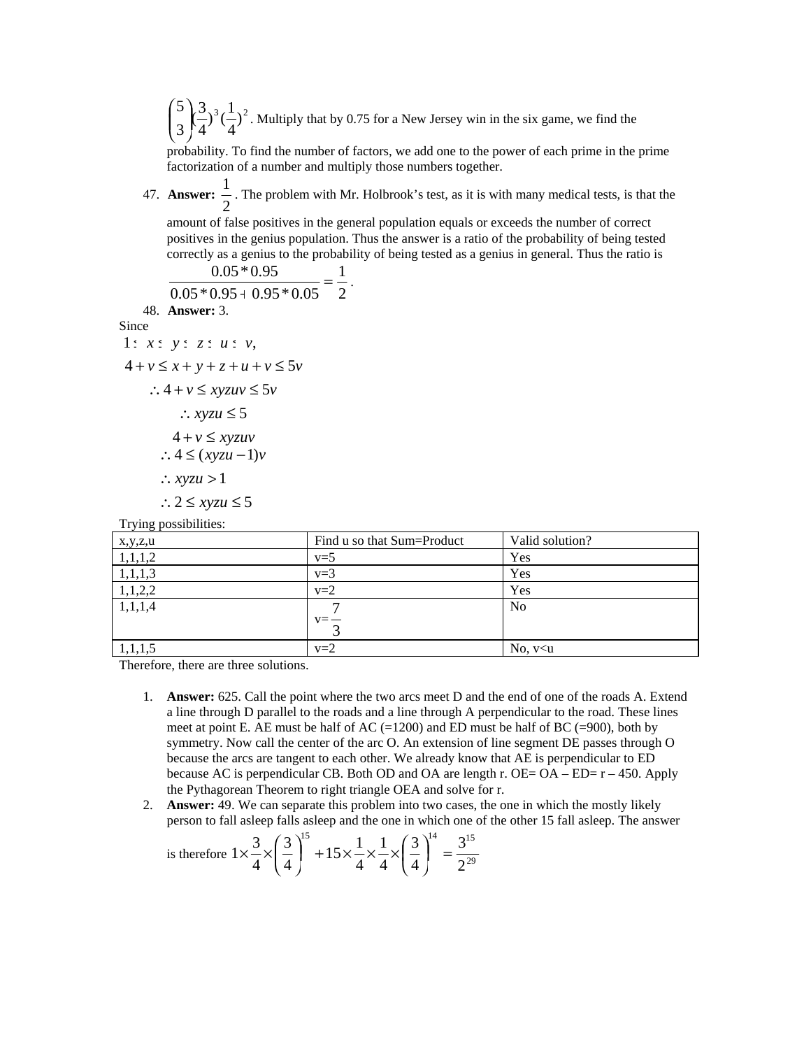$\binom{5}{3}(\frac{3}{4})^3(\frac{1}{4})^2$. Multiply that by 0.75 for a New Jersey win in the six game, we find the probability. To find the number of factors, we add one to the power of each prime in the prime factorization of a number and multiply those numbers together.

47. **Answer:** $\frac{1}{2}$. The problem with Mr. Holbrook's test, as it is with many medical tests, is that the amount of false positives in the general population equals or exceeds the number of correct positives in the genius population. Thus the answer is a ratio of the probability of being tested correctly as a genius to the probability of being tested as a genius in general. Thus the ratio is $\frac{0.05*0.95}{0.05*0.95+0.95*0.05}=\frac{1}{2}$.

48. **Answer:** 3.

Since

$$1 \le x \le y \le z \le u \le v,$$

$$4+v \le x+y+z+u+v \le 5v$$

$$\therefore 4+v \le xyzuv \le 5v$$

$$\therefore xyzu \le 5$$

$$4+v \le xyzuv$$

$$\therefore 4 \le (xyzu-1)v$$

$$\therefore xyzu > 1$$

$$\therefore 2 \le xyzu \le 5$$

Trying possibilities:

| x,y,z,u | Find u so that Sum=Product | Valid solution? |
|---|---|---|
| 1,1,1,2 | v=5 | Yes |
| 1,1,1,3 | v=3 | Yes |
| 1,1,2,2 | v=2 | Yes |
| 1,1,1,4 | v=$\frac{7}{3}$ | No |
| 1,1,1,5 | v=2 | No, v<u |

Therefore, there are three solutions.

1. **Answer:** 625. Call the point where the two arcs meet D and the end of one of the roads A. Extend a line through D parallel to the roads and a line through A perpendicular to the road. These lines meet at point E. AE must be half of AC (=1200) and ED must be half of BC (=900), both by symmetry. Now call the center of the arc O. An extension of line segment DE passes through O because the arcs are tangent to each other. We already know that AE is perpendicular to ED because AC is perpendicular CB. Both OD and OA are length r. OE= OA – ED= r – 450. Apply the Pythagorean Theorem to right triangle OEA and solve for r.
2. **Answer:** 49. We can separate this problem into two cases, the one in which the mostly likely person to fall asleep falls asleep and the one in which one of the other 15 fall asleep. The answer is therefore $1\times\frac{3}{4}\times\left(\frac{3}{4}\right)^{15}+15\times\frac{1}{4}\times\frac{1}{4}\times\left(\frac{3}{4}\right)^{14}=\frac{3^{15}}{2^{29}}$